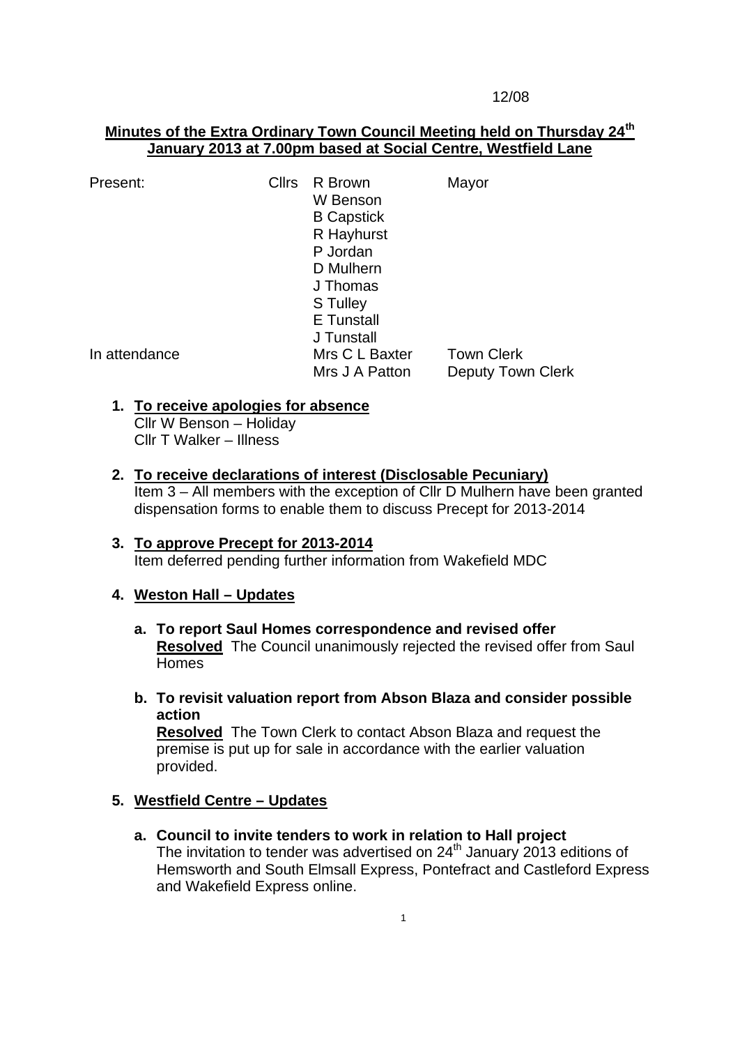12/08

**Minutes of the Extra Ordinary Town Council Meeting held on Thursday 24th January 2013 at 7.00pm based at Social Centre, Westfield Lane**

| | | | |
|---|---|---|---|
| Present: | Cllrs | R Brown | Mayor |
| | | W Benson | |
| | | B Capstick | |
| | | R Hayhurst | |
| | | P Jordan | |
| | | D Mulhern | |
| | | J Thomas | |
| | | S Tulley | |
| | | E Tunstall | |
| | | J Tunstall | |
| In attendance | | Mrs C L Baxter | Town Clerk |
| | | Mrs J A Patton | Deputy Town Clerk |

1. **To receive apologies for absence**
   Cllr W Benson – Holiday
   Cllr T Walker – Illness

2. **To receive declarations of interest (Disclosable Pecuniary)**
   Item 3 – All members with the exception of Cllr D Mulhern have been granted dispensation forms to enable them to discuss Precept for 2013-2014

3. **To approve Precept for 2013-2014**
   Item deferred pending further information from Wakefield MDC

4. **Weston Hall – Updates**

   a. **To report Saul Homes correspondence and revised offer**
      **Resolved** The Council unanimously rejected the revised offer from Saul Homes

   b. **To revisit valuation report from Abson Blaza and consider possible action**
      **Resolved** The Town Clerk to contact Abson Blaza and request the premise is put up for sale in accordance with the earlier valuation provided.

5. **Westfield Centre – Updates**

   a. **Council to invite tenders to work in relation to Hall project**
      The invitation to tender was advertised on 24th January 2013 editions of Hemsworth and South Elmsall Express, Pontefract and Castleford Express and Wakefield Express online.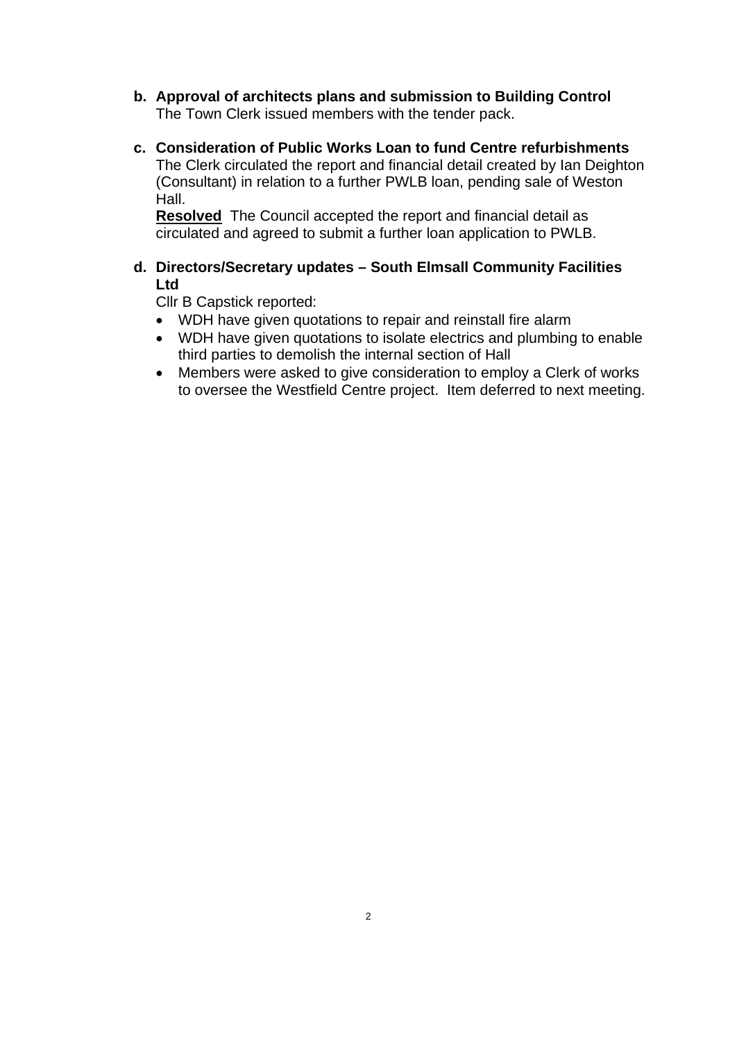**b. Approval of architects plans and submission to Building Control**
The Town Clerk issued members with the tender pack.

**c. Consideration of Public Works Loan to fund Centre refurbishments**
The Clerk circulated the report and financial detail created by Ian Deighton (Consultant) in relation to a further PWLB loan, pending sale of Weston Hall.
**<u>Resolved</u>** The Council accepted the report and financial detail as circulated and agreed to submit a further loan application to PWLB.

**d. Directors/Secretary updates – South Elmsall Community Facilities Ltd**
Cllr B Capstick reported:

- WDH have given quotations to repair and reinstall fire alarm
- WDH have given quotations to isolate electrics and plumbing to enable third parties to demolish the internal section of Hall
- Members were asked to give consideration to employ a Clerk of works to oversee the Westfield Centre project. Item deferred to next meeting.